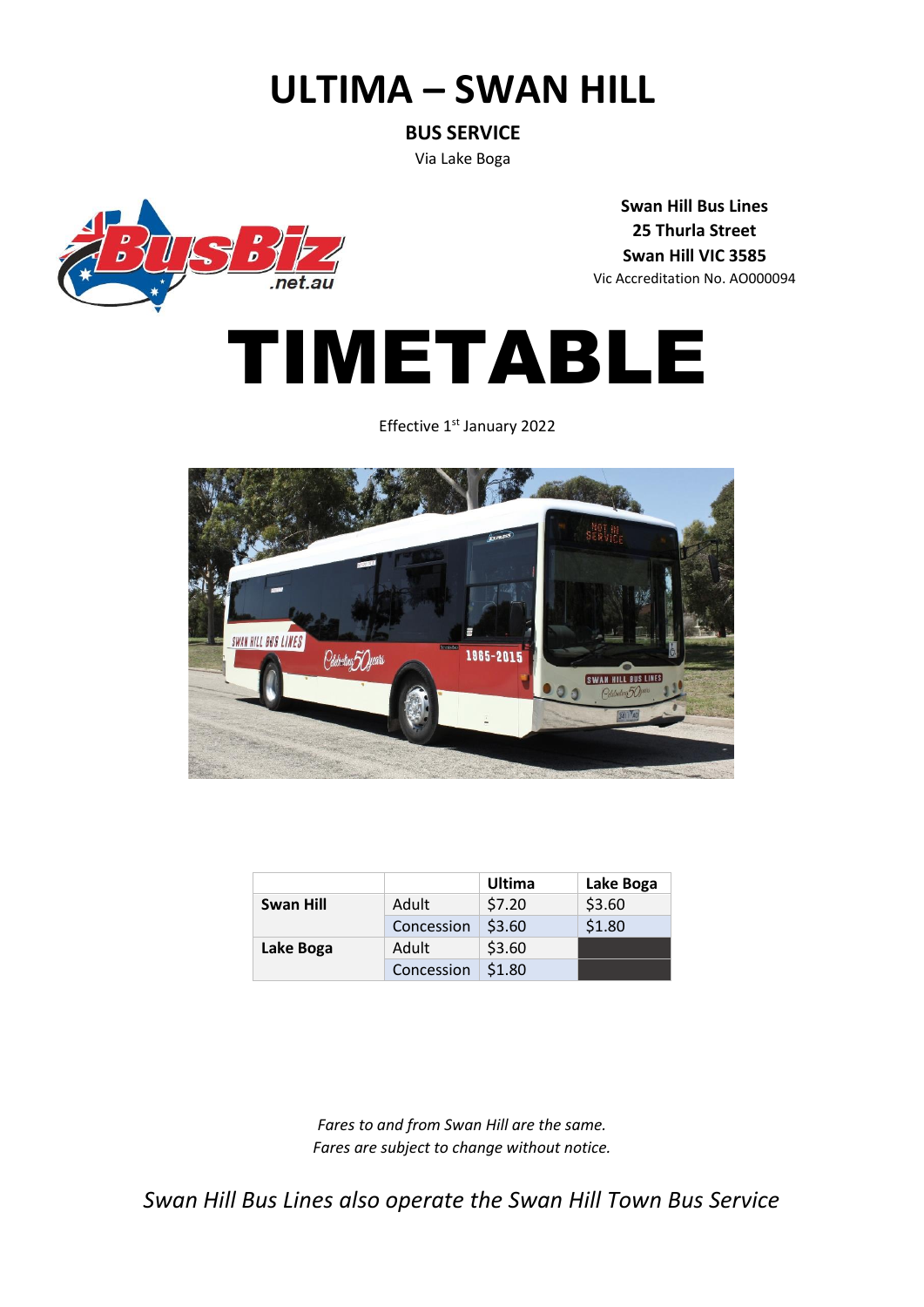# ULTIMA – SWAN HILL

**BUS SERVICE**

Via Lake Boga

**Swan Hill Bus Lines**
**25 Thurla Street**
**Swan Hill VIC 3585**
Vic Accreditation No. AO000094

# TIMETABLE

Effective 1st January 2022

| | | Ultima | Lake Boga |
|---|---|---|---|
| **Swan Hill** | Adult | $7.20 | $3.60 |
| | Concession | $3.60 | $1.80 |
| **Lake Boga** | Adult | $3.60 | |
| | Concession | $1.80 | |

*Fares to and from Swan Hill are the same.*
*Fares are subject to change without notice.*

*Swan Hill Bus Lines also operate the Swan Hill Town Bus Service*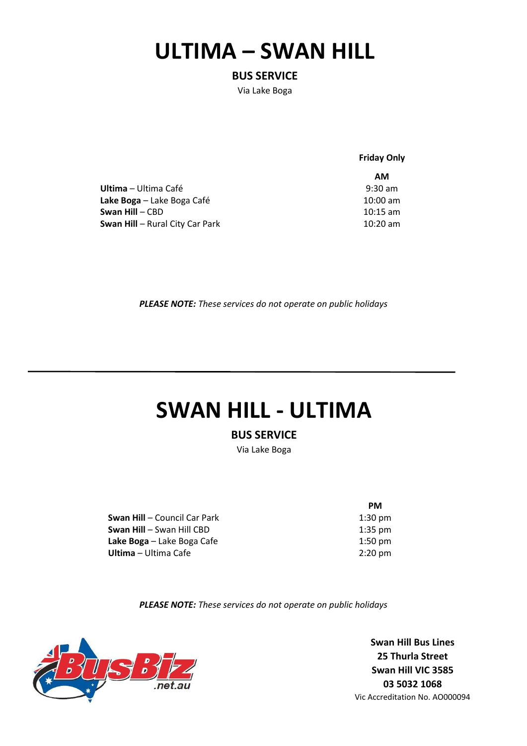# ULTIMA – SWAN HILL

## BUS SERVICE

Via Lake Boga

| | Friday Only |
|---|---|
| | **AM** |
| **Ultima** – Ultima Café | 9:30 am |
| **Lake Boga** – Lake Boga Café | 10:00 am |
| **Swan Hill** – CBD | 10:15 am |
| **Swan Hill** – Rural City Car Park | 10:20 am |

***PLEASE NOTE:*** *These services do not operate on public holidays*

---

# SWAN HILL - ULTIMA

## BUS SERVICE

Via Lake Boga

| | PM |
|---|---|
| **Swan Hill** – Council Car Park | 1:30 pm |
| **Swan Hill** – Swan Hill CBD | 1:35 pm |
| **Lake Boga** – Lake Boga Cafe | 1:50 pm |
| **Ultima** – Ultima Cafe | 2:20 pm |

***PLEASE NOTE:*** *These services do not operate on public holidays*

BusBiz .net.au

**Swan Hill Bus Lines**
**25 Thurla Street**
**Swan Hill VIC 3585**
**03 5032 1068**
Vic Accreditation No. AO000094